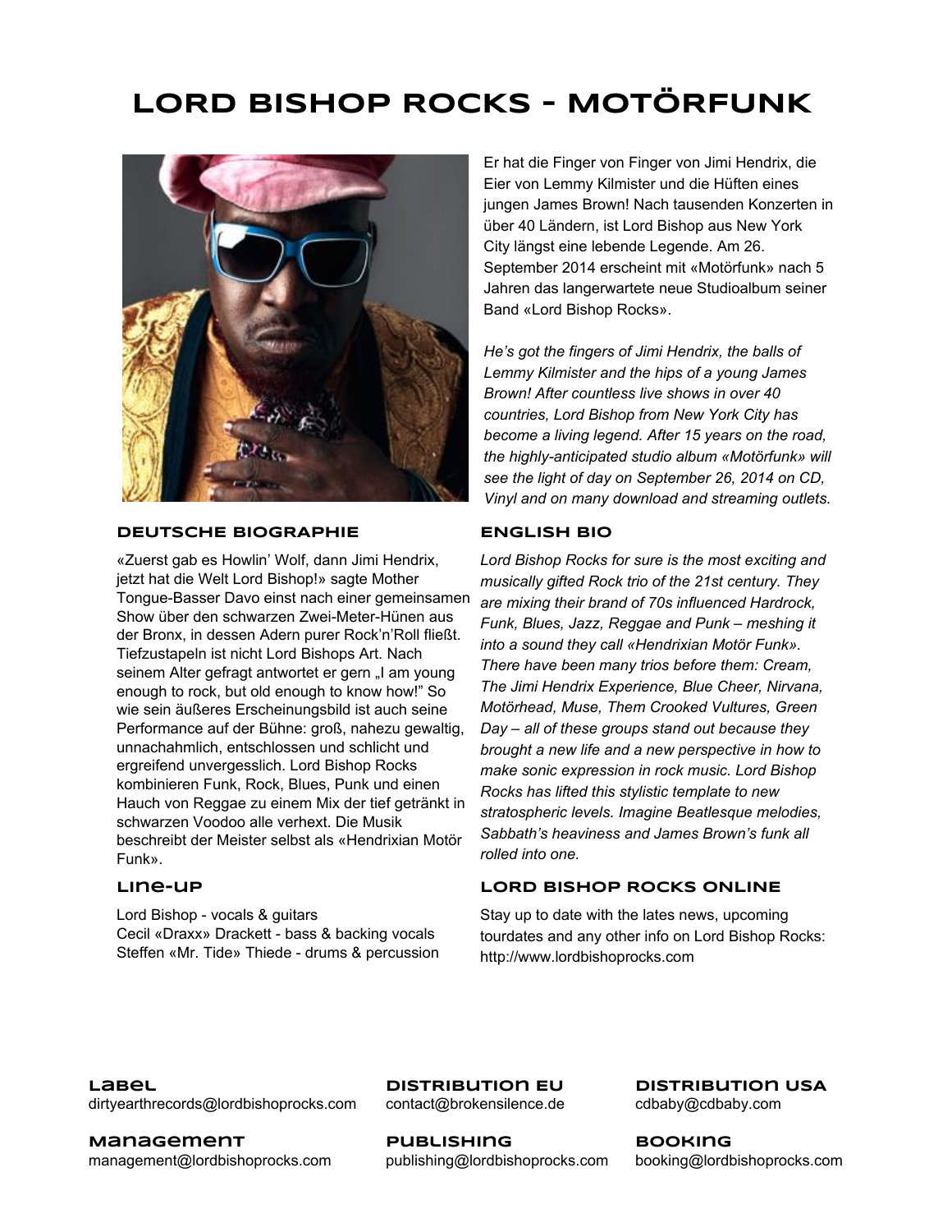# LORD BISHOP ROCKS - MOTÖRFUNK

Er hat die Finger von Finger von Jimi Hendrix, die Eier von Lemmy Kilmister und die Hüften eines jungen James Brown! Nach tausenden Konzerten in über 40 Ländern, ist Lord Bishop aus New York City längst eine lebende Legende. Am 26. September 2014 erscheint mit «Motörfunk» nach 5 Jahren das langerwartete neue Studioalbum seiner Band «Lord Bishop Rocks».

*He's got the fingers of Jimi Hendrix, the balls of Lemmy Kilmister and the hips of a young James Brown! After countless live shows in over 40 countries, Lord Bishop from New York City has become a living legend. After 15 years on the road, the highly-anticipated studio album «Motörfunk» will see the light of day on September 26, 2014 on CD, Vinyl and on many download and streaming outlets.*

## DEUTSCHE BIOGRAPHIE

«Zuerst gab es Howlin' Wolf, dann Jimi Hendrix, jetzt hat die Welt Lord Bishop!» sagte Mother Tongue-Basser Davo einst nach einer gemeinsamen Show über den schwarzen Zwei-Meter-Hünen aus der Bronx, in dessen Adern purer Rock'n'Roll fließt. Tiefzustapeln ist nicht Lord Bishops Art. Nach seinem Alter gefragt antwortet er gern „I am young enough to rock, but old enough to know how!" So wie sein äußeres Erscheinungsbild ist auch seine Performance auf der Bühne: groß, nahezu gewaltig, unnachahmlich, entschlossen und schlicht und ergreifend unvergesslich. Lord Bishop Rocks kombinieren Funk, Rock, Blues, Punk und einen Hauch von Reggae zu einem Mix der tief getränkt in schwarzen Voodoo alle verhext. Die Musik beschreibt der Meister selbst als «Hendrixian Motör Funk».

## ENGLISH BIO

*Lord Bishop Rocks for sure is the most exciting and musically gifted Rock trio of the 21st century. They are mixing their brand of 70s influenced Hardrock, Funk, Blues, Jazz, Reggae and Punk – meshing it into a sound they call «Hendrixian Motör Funk». There have been many trios before them: Cream, The Jimi Hendrix Experience, Blue Cheer, Nirvana, Motörhead, Muse, Them Crooked Vultures, Green Day – all of these groups stand out because they brought a new life and a new perspective in how to make sonic expression in rock music. Lord Bishop Rocks has lifted this stylistic template to new stratospheric levels. Imagine Beatlesque melodies, Sabbath's heaviness and James Brown's funk all rolled into one.*

## LINE-UP

Lord Bishop - vocals & guitars
Cecil «Draxx» Drackett - bass & backing vocals
Steffen «Mr. Tide» Thiede - drums & percussion

## LORD BISHOP ROCKS ONLINE

Stay up to date with the lates news, upcoming tourdates and any other info on Lord Bishop Rocks: http://www.lordbishoprocks.com

**LABEL**
dirtyearthrecords@lordbishoprocks.com

**DISTRIBUTION EU**
contact@brokensilence.de

**DISTRIBUTION USA**
cdbaby@cdbaby.com

**MANAGEMENT**
management@lordbishoprocks.com

**PUBLISHING**
publishing@lordbishoprocks.com

**BOOKING**
booking@lordbishoprocks.com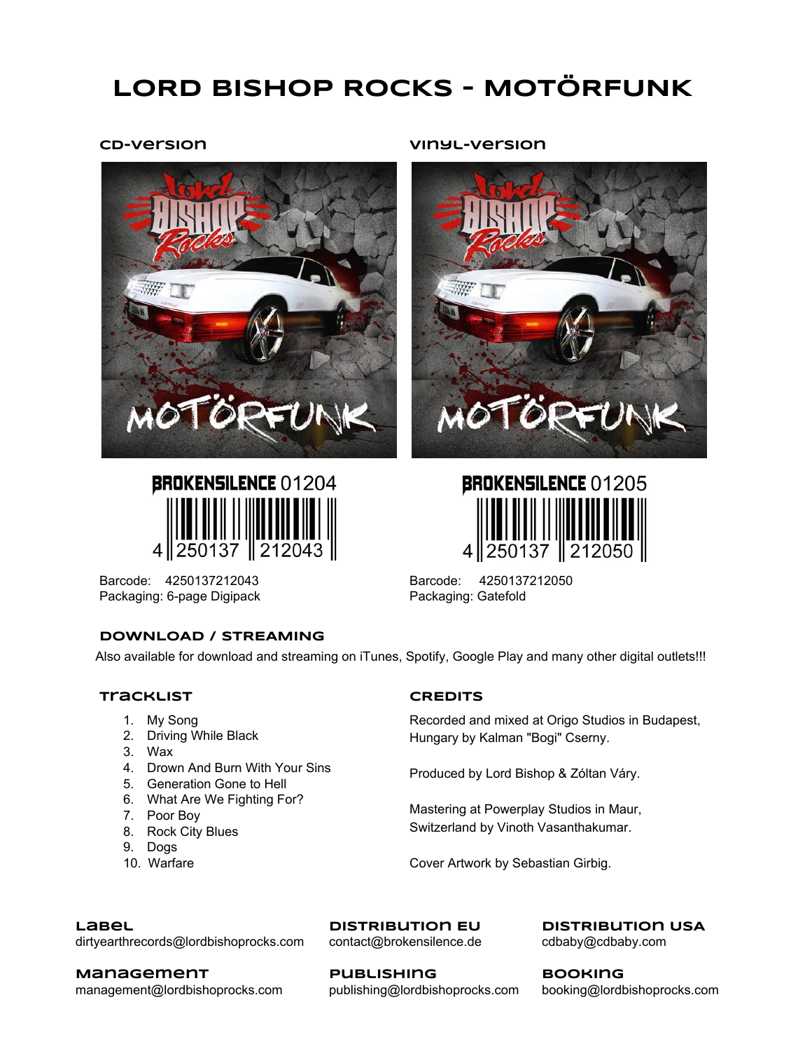# LORD BISHOP ROCKS - MOTÖRFUNK

## CD-version

BROKENSILENCE 01204

4 250137 212043

Barcode: 4250137212043
Packaging: 6-page Digipack

## Vinyl-version

BROKENSILENCE 01205

4 250137 212050

Barcode: 4250137212050
Packaging: Gatefold

## DOWNLOAD / STREAMING

Also available for download and streaming on iTunes, Spotify, Google Play and many other digital outlets!!!

## Tracklist

1. My Song
2. Driving While Black
3. Wax
4. Drown And Burn With Your Sins
5. Generation Gone to Hell
6. What Are We Fighting For?
7. Poor Boy
8. Rock City Blues
9. Dogs
10. Warfare

## CREDITS

Recorded and mixed at Origo Studios in Budapest, Hungary by Kalman "Bogi" Cserny.

Produced by Lord Bishop & Zóltan Váry.

Mastering at Powerplay Studios in Maur, Switzerland by Vinoth Vasanthakumar.

Cover Artwork by Sebastian Girbig.

## Label
dirtyearthrecords@lordbishoprocks.com

## DISTRIBUTION EU
contact@brokensilence.de

## DISTRIBUTION USA
cdbaby@cdbaby.com

## Management
management@lordbishoprocks.com

## PUBLISHING
publishing@lordbishoprocks.com

## BOOKING
booking@lordbishoprocks.com